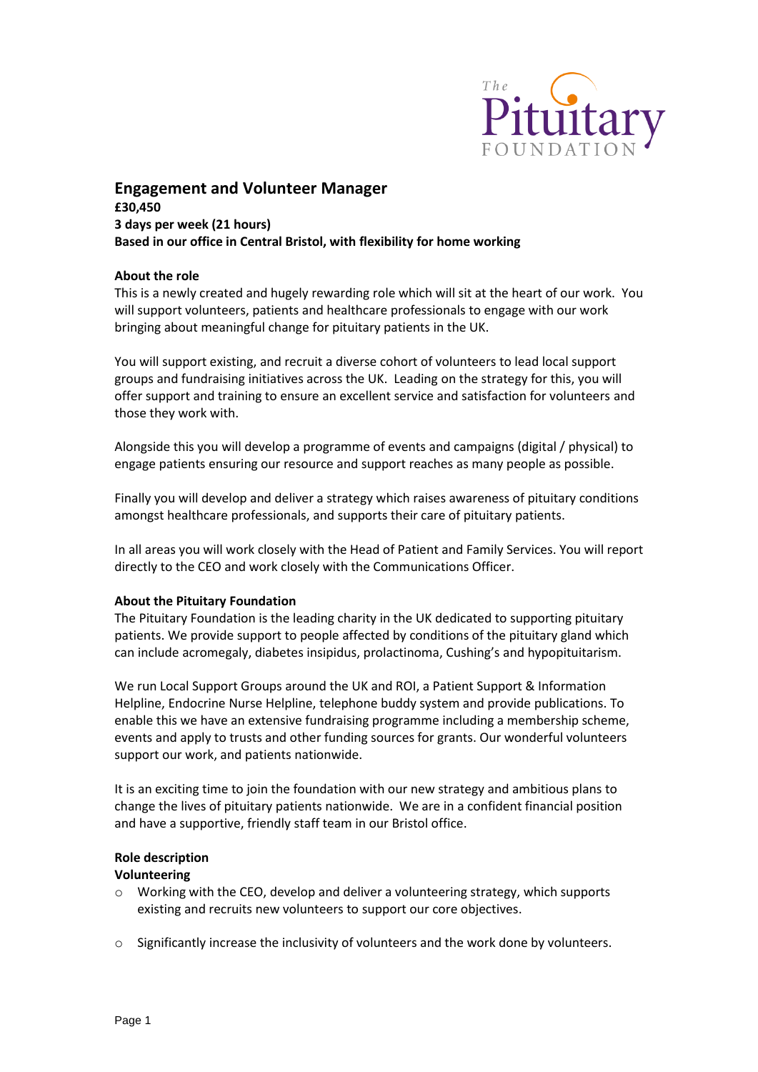The Pituitary FOUNDATION

# Engagement and Volunteer Manager

**£30,450**
**3 days per week (21 hours)**
**Based in our office in Central Bristol, with flexibility for home working**

**About the role**

This is a newly created and hugely rewarding role which will sit at the heart of our work. You will support volunteers, patients and healthcare professionals to engage with our work bringing about meaningful change for pituitary patients in the UK.

You will support existing, and recruit a diverse cohort of volunteers to lead local support groups and fundraising initiatives across the UK. Leading on the strategy for this, you will offer support and training to ensure an excellent service and satisfaction for volunteers and those they work with.

Alongside this you will develop a programme of events and campaigns (digital / physical) to engage patients ensuring our resource and support reaches as many people as possible.

Finally you will develop and deliver a strategy which raises awareness of pituitary conditions amongst healthcare professionals, and supports their care of pituitary patients.

In all areas you will work closely with the Head of Patient and Family Services. You will report directly to the CEO and work closely with the Communications Officer.

**About the Pituitary Foundation**

The Pituitary Foundation is the leading charity in the UK dedicated to supporting pituitary patients. We provide support to people affected by conditions of the pituitary gland which can include acromegaly, diabetes insipidus, prolactinoma, Cushing's and hypopituitarism.

We run Local Support Groups around the UK and ROI, a Patient Support & Information Helpline, Endocrine Nurse Helpline, telephone buddy system and provide publications. To enable this we have an extensive fundraising programme including a membership scheme, events and apply to trusts and other funding sources for grants. Our wonderful volunteers support our work, and patients nationwide.

It is an exciting time to join the foundation with our new strategy and ambitious plans to change the lives of pituitary patients nationwide. We are in a confident financial position and have a supportive, friendly staff team in our Bristol office.

**Role description**

**Volunteering**

- Working with the CEO, develop and deliver a volunteering strategy, which supports existing and recruits new volunteers to support our core objectives.
- Significantly increase the inclusivity of volunteers and the work done by volunteers.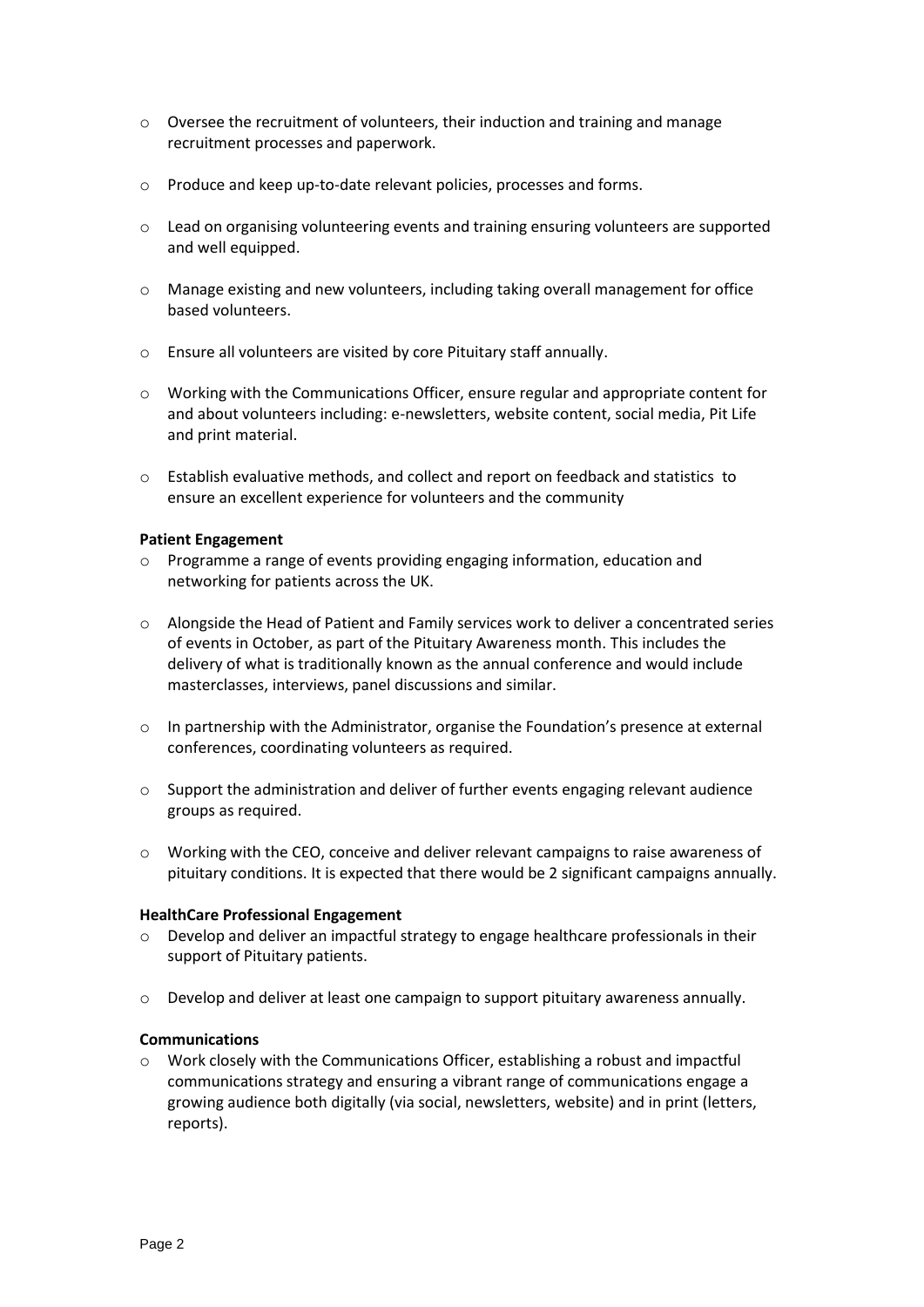- Oversee the recruitment of volunteers, their induction and training and manage recruitment processes and paperwork.
- Produce and keep up-to-date relevant policies, processes and forms.
- Lead on organising volunteering events and training ensuring volunteers are supported and well equipped.
- Manage existing and new volunteers, including taking overall management for office based volunteers.
- Ensure all volunteers are visited by core Pituitary staff annually.
- Working with the Communications Officer, ensure regular and appropriate content for and about volunteers including: e-newsletters, website content, social media, Pit Life and print material.
- Establish evaluative methods, and collect and report on feedback and statistics to ensure an excellent experience for volunteers and the community

**Patient Engagement**

- Programme a range of events providing engaging information, education and networking for patients across the UK.
- Alongside the Head of Patient and Family services work to deliver a concentrated series of events in October, as part of the Pituitary Awareness month. This includes the delivery of what is traditionally known as the annual conference and would include masterclasses, interviews, panel discussions and similar.
- In partnership with the Administrator, organise the Foundation's presence at external conferences, coordinating volunteers as required.
- Support the administration and deliver of further events engaging relevant audience groups as required.
- Working with the CEO, conceive and deliver relevant campaigns to raise awareness of pituitary conditions. It is expected that there would be 2 significant campaigns annually.

**HealthCare Professional Engagement**

- Develop and deliver an impactful strategy to engage healthcare professionals in their support of Pituitary patients.
- Develop and deliver at least one campaign to support pituitary awareness annually.

**Communications**

- Work closely with the Communications Officer, establishing a robust and impactful communications strategy and ensuring a vibrant range of communications engage a growing audience both digitally (via social, newsletters, website) and in print (letters, reports).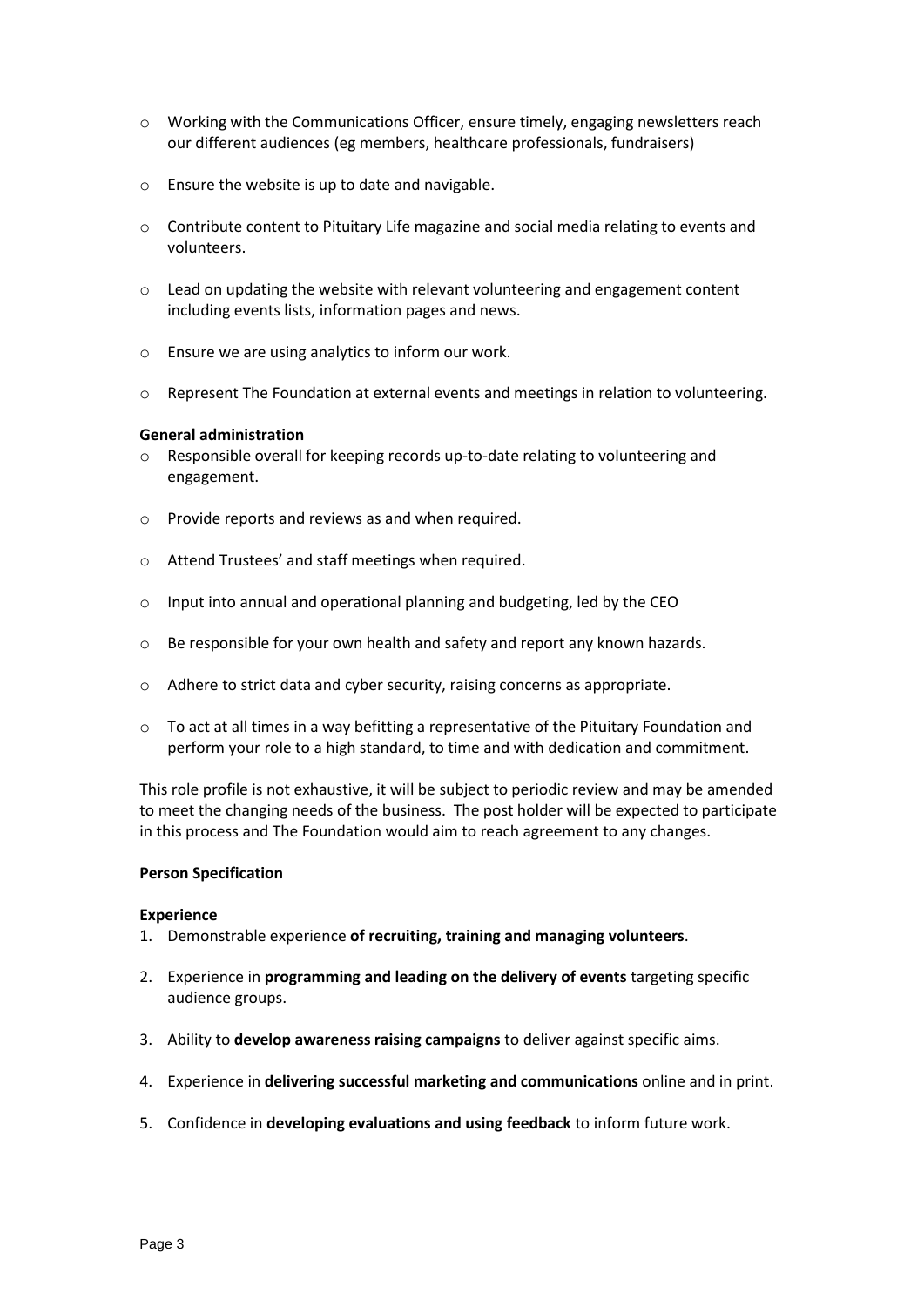- Working with the Communications Officer, ensure timely, engaging newsletters reach our different audiences (eg members, healthcare professionals, fundraisers)
- Ensure the website is up to date and navigable.
- Contribute content to Pituitary Life magazine and social media relating to events and volunteers.
- Lead on updating the website with relevant volunteering and engagement content including events lists, information pages and news.
- Ensure we are using analytics to inform our work.
- Represent The Foundation at external events and meetings in relation to volunteering.

**General administration**

- Responsible overall for keeping records up-to-date relating to volunteering and engagement.
- Provide reports and reviews as and when required.
- Attend Trustees' and staff meetings when required.
- Input into annual and operational planning and budgeting, led by the CEO
- Be responsible for your own health and safety and report any known hazards.
- Adhere to strict data and cyber security, raising concerns as appropriate.
- To act at all times in a way befitting a representative of the Pituitary Foundation and perform your role to a high standard, to time and with dedication and commitment.

This role profile is not exhaustive, it will be subject to periodic review and may be amended to meet the changing needs of the business. The post holder will be expected to participate in this process and The Foundation would aim to reach agreement to any changes.

**Person Specification**

**Experience**

1. Demonstrable experience **of recruiting, training and managing volunteers**.
2. Experience in **programming and leading on the delivery of events** targeting specific audience groups.
3. Ability to **develop awareness raising campaigns** to deliver against specific aims.
4. Experience in **delivering successful marketing and communications** online and in print.
5. Confidence in **developing evaluations and using feedback** to inform future work.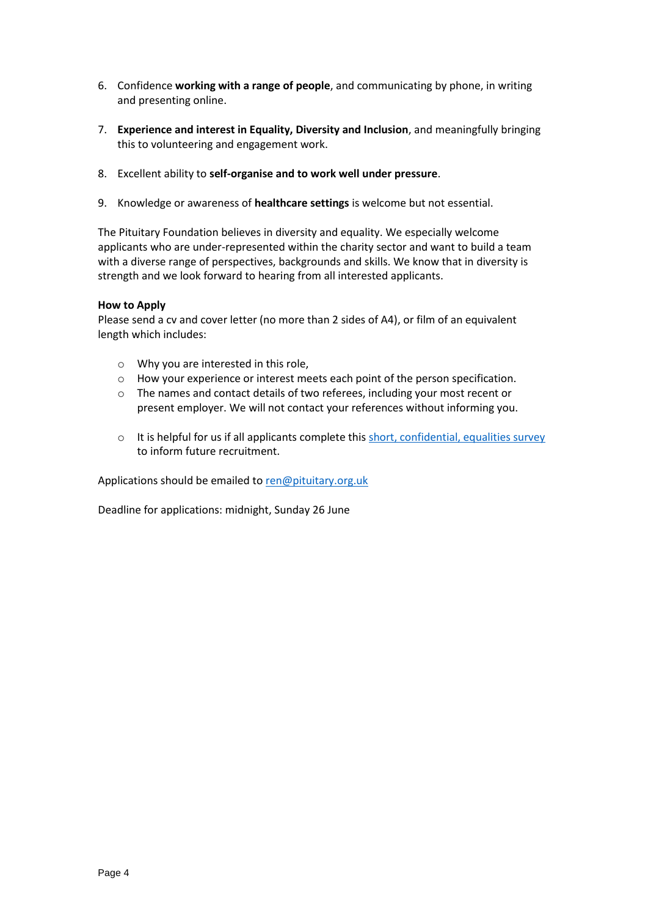6. Confidence **working with a range of people**, and communicating by phone, in writing and presenting online.

7. **Experience and interest in Equality, Diversity and Inclusion**, and meaningfully bringing this to volunteering and engagement work.

8. Excellent ability to **self-organise and to work well under pressure**.

9. Knowledge or awareness of **healthcare settings** is welcome but not essential.

The Pituitary Foundation believes in diversity and equality. We especially welcome applicants who are under-represented within the charity sector and want to build a team with a diverse range of perspectives, backgrounds and skills. We know that in diversity is strength and we look forward to hearing from all interested applicants.

**How to Apply**

Please send a cv and cover letter (no more than 2 sides of A4), or film of an equivalent length which includes:

- Why you are interested in this role,
- How your experience or interest meets each point of the person specification.
- The names and contact details of two referees, including your most recent or present employer. We will not contact your references without informing you.

- It is helpful for us if all applicants complete this short, confidential, equalities survey to inform future recruitment.

Applications should be emailed to ren@pituitary.org.uk

Deadline for applications: midnight, Sunday 26 June